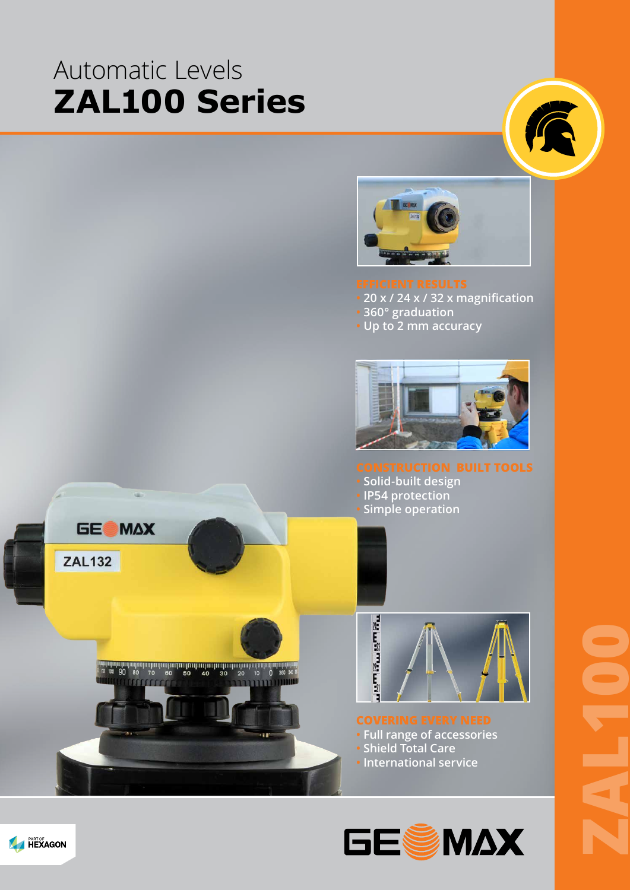# Automatic Levels
# ZAL100 Series

## EFFICIENT RESULTS

- 20 x / 24 x / 32 x magnification
- 360° graduation
- Up to 2 mm accuracy

## CONSTRUCTION BUILT TOOLS

- Solid-built design
- IP54 protection
- Simple operation

## COVERING EVERY NEED

- Full range of accessories
- Shield Total Care
- International service

ZAL100

PART OF HEXAGON

GEOMAX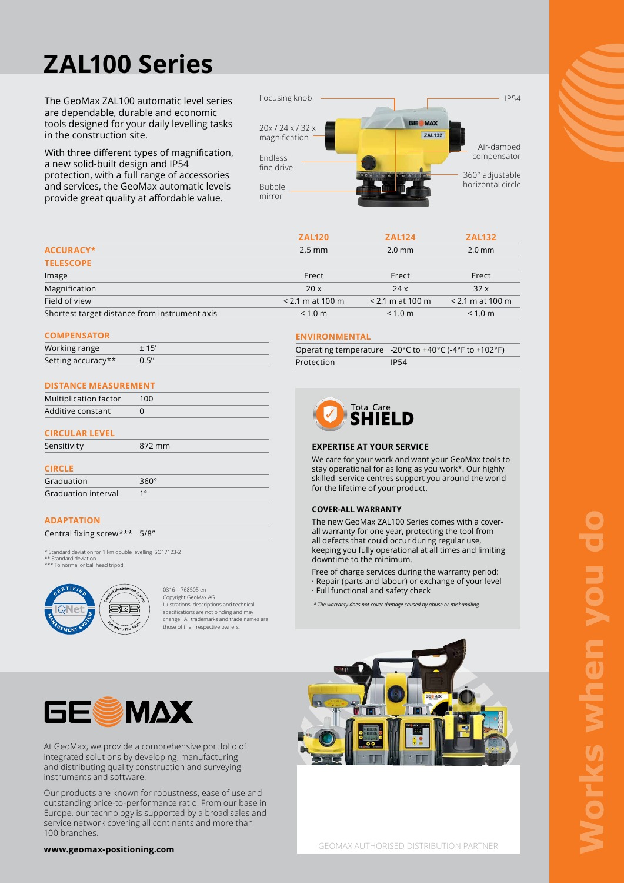# ZAL100 Series

The GeoMax ZAL100 automatic level series are dependable, durable and economic tools designed for your daily levelling tasks in the construction site.

With three different types of magnification, a new solid-built design and IP54 protection, with a full range of accessories and services, the GeoMax automatic levels provide great quality at affordable value.

Focusing knob
IP54
20x / 24 x / 32 x magnification
Air-damped compensator
Endless fine drive
360° adjustable horizontal circle
Bubble mirror

| | ZAL120 | ZAL124 | ZAL132 |
|---|---|---|---|
| **ACCURACY*** | 2.5 mm | 2.0 mm | 2.0 mm |
| **TELESCOPE** | | | |
| Image | Erect | Erect | Erect |
| Magnification | 20 x | 24 x | 32 x |
| Field of view | < 2.1 m at 100 m | < 2.1 m at 100 m | < 2.1 m at 100 m |
| Shortest target distance from instrument axis | < 1.0 m | < 1.0 m | < 1.0 m |

**COMPENSATOR**

| | |
|---|---|
| Working range | ± 15' |
| Setting accuracy** | 0.5'' |

**DISTANCE MEASUREMENT**

| | |
|---|---|
| Multiplication factor | 100 |
| Additive constant | 0 |

**CIRCULAR LEVEL**

| | |
|---|---|
| Sensitivity | 8'/2 mm |

**CIRCLE**

| | |
|---|---|
| Graduation | 360° |
| Graduation interval | 1° |

**ADAPTATION**

| | |
|---|---|
| Central fixing screw*** | 5/8" |

\* Standard deviation for 1 km double levelling ISO17123-2
** Standard deviation
*** To normal or ball head tripod

0316 - 768505 en
Copyright GeoMax AG.
Illustrations, descriptions and technical specifications are not binding and may change. All trademarks and trade names are those of their respective owners.

**ENVIRONMENTAL**

| | |
|---|---|
| Operating temperature | -20°C to +40°C (-4°F to +102°F) |
| Protection | IP54 |

Total Care **SHIELD**

**EXPERTISE AT YOUR SERVICE**

We care for your work and want your GeoMax tools to stay operational for as long as you work*. Our highly skilled service centres support you around the world for the lifetime of your product.

**COVER-ALL WARRANTY**

The new GeoMax ZAL100 Series comes with a cover-all warranty for one year, protecting the tool from all defects that could occur during regular use, keeping you fully operational at all times and limiting downtime to the minimum.

Free of charge services during the warranty period:
· Repair (parts and labour) or exchange of your level
· Full functional and safety check

*\* The warranty does not cover damage caused by abuse or mishandling.*

At GeoMax, we provide a comprehensive portfolio of integrated solutions by developing, manufacturing and distributing quality construction and surveying instruments and software.

Our products are known for robustness, ease of use and outstanding price-to-performance ratio. From our base in Europe, our technology is supported by a broad sales and service network covering all continents and more than 100 branches.

**www.geomax-positioning.com**

GEOMAX AUTHORISED DISTRIBUTION PARTNER

Works when you do